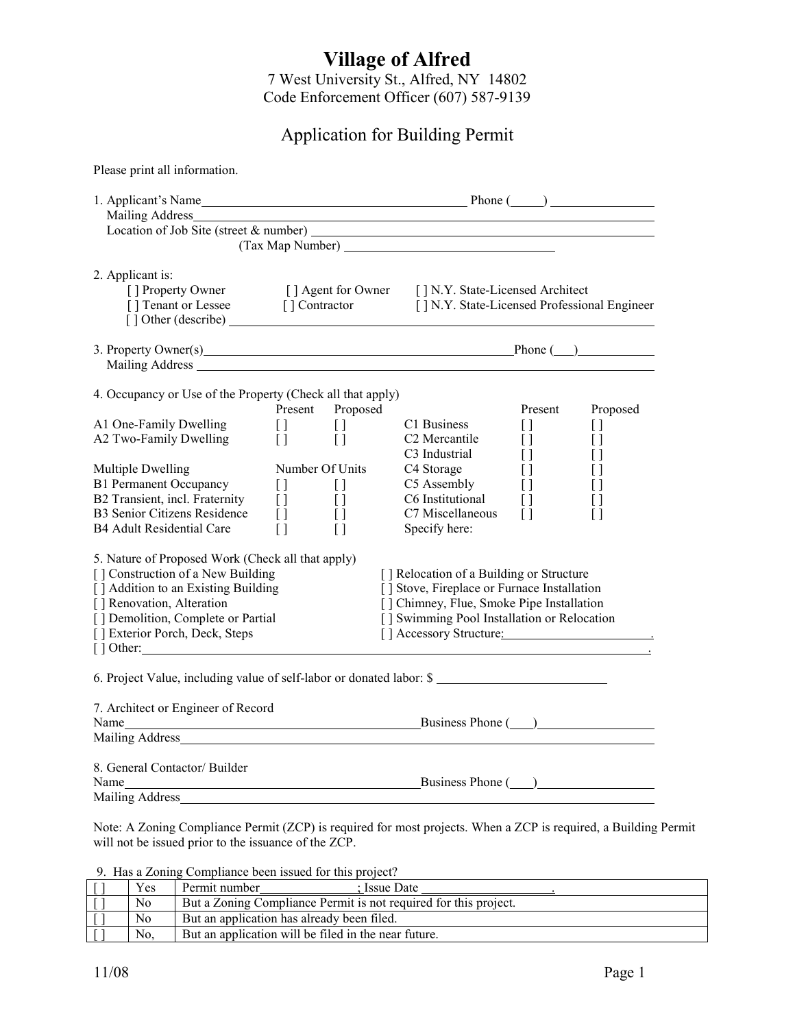# Village of Alfred

7 West University St., Alfred, NY 14802
Code Enforcement Officer (607) 587-9139

## Application for Building Permit

Please print all information.

1. Applicant's Name________________________________ Phone (____) ____________
   Mailing Address________________________________________________________
   Location of Job Site (street & number) __________________________________
   (Tax Map Number) ______________________________

2. Applicant is:
   [ ] Property Owner [ ] Agent for Owner [ ] N.Y. State-Licensed Architect
   [ ] Tenant or Lessee [ ] Contractor [ ] N.Y. State-Licensed Professional Engineer
   [ ] Other (describe) ____________________________________________________

3. Property Owner(s)________________________________________Phone (___)__________
   Mailing Address ________________________________________________________

4. Occupancy or Use of the Property (Check all that apply)

| | Present | Proposed | | Present | Proposed |
|---|---|---|---|---|---|
| A1 One-Family Dwelling | [ ] | [ ] | C1 Business | [ ] | [ ] |
| A2 Two-Family Dwelling | [ ] | [ ] | C2 Mercantile | [ ] | [ ] |
| | | | C3 Industrial | [ ] | [ ] |
| Multiple Dwelling | Number Of Units | | C4 Storage | [ ] | [ ] |
| B1 Permanent Occupancy | [ ] | [ ] | C5 Assembly | [ ] | [ ] |
| B2 Transient, incl. Fraternity | [ ] | [ ] | C6 Institutional | [ ] | [ ] |
| B3 Senior Citizens Residence | [ ] | [ ] | C7 Miscellaneous | [ ] | [ ] |
| B4 Adult Residential Care | [ ] | [ ] | Specify here: | | |

5. Nature of Proposed Work (Check all that apply)
   [ ] Construction of a New Building
   [ ] Addition to an Existing Building
   [ ] Renovation, Alteration
   [ ] Demolition, Complete or Partial
   [ ] Exterior Porch, Deck, Steps
   [ ] Relocation of a Building or Structure
   [ ] Stove, Fireplace or Furnace Installation
   [ ] Chimney, Flue, Smoke Pipe Installation
   [ ] Swimming Pool Installation or Relocation
   [ ] Accessory Structure:______________________.
   [ ] Other:_____________________________________________________________.

6. Project Value, including value of self-labor or donated labor: $ ________________________

7. Architect or Engineer of Record
   Name____________________________________________Business Phone (___)________________
   Mailing Address_________________________________________________________________

8. General Contactor/ Builder
   Name____________________________________________Business Phone (___)________________
   Mailing Address_________________________________________________________________

Note: A Zoning Compliance Permit (ZCP) is required for most projects. When a ZCP is required, a Building Permit will not be issued prior to the issuance of the ZCP.

9. Has a Zoning Compliance been issued for this project?

| | | |
|---|---|---|
| [ ] | Yes | Permit number______________; Issue Date ___________________. |
| [ ] | No | But a Zoning Compliance Permit is not required for this project. |
| [ ] | No | But an application has already been filed. |
| [ ] | No, | But an application will be filed in the near future. |

11/08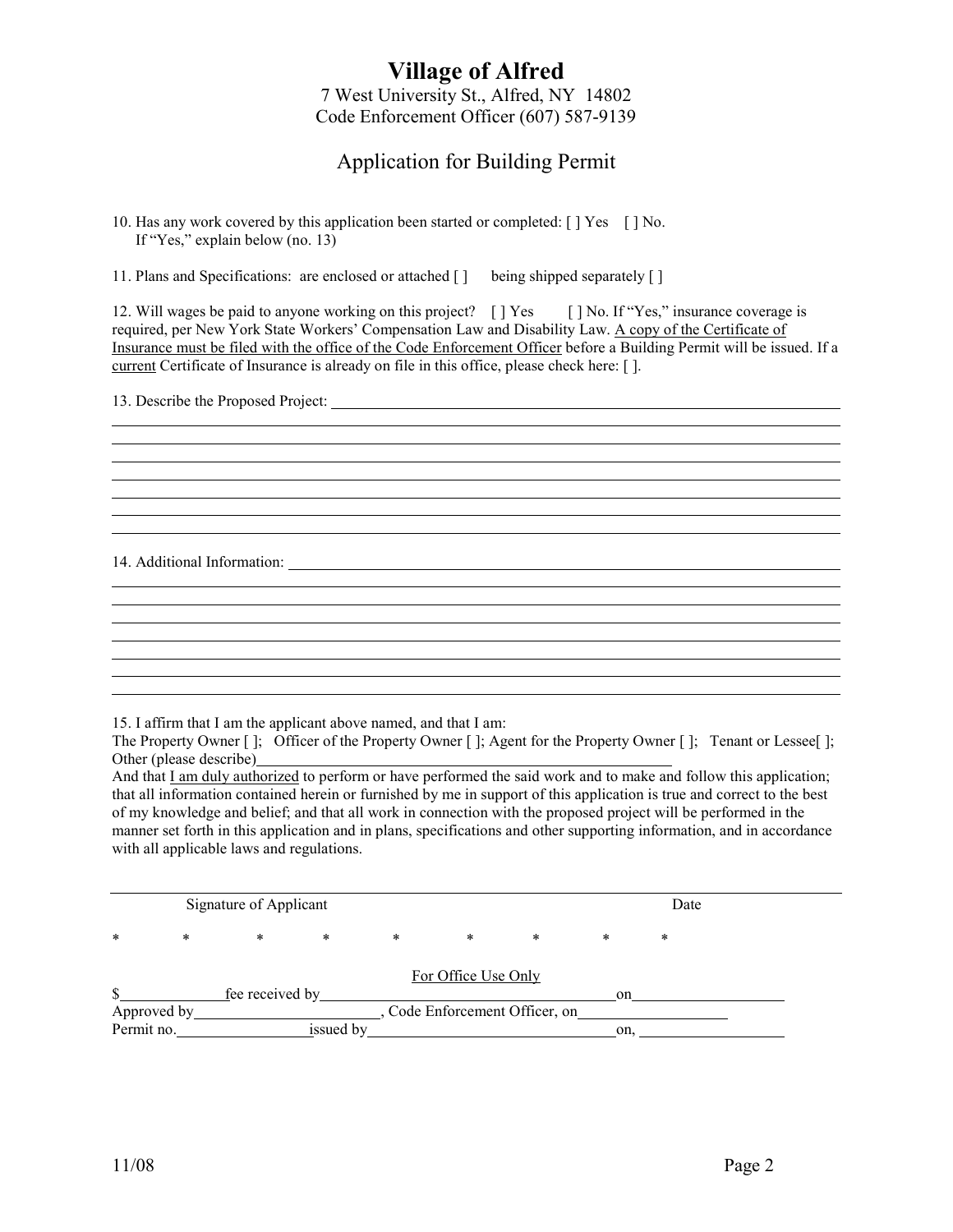# Village of Alfred

7 West University St., Alfred, NY 14802
Code Enforcement Officer (607) 587-9139

## Application for Building Permit

10. Has any work covered by this application been started or completed: [ ] Yes [ ] No.
    If "Yes," explain below (no. 13)

11. Plans and Specifications: are enclosed or attached [ ] being shipped separately [ ]

12. Will wages be paid to anyone working on this project? [ ] Yes [ ] No. If "Yes," insurance coverage is required, per New York State Workers' Compensation Law and Disability Law. A copy of the Certificate of Insurance must be filed with the office of the Code Enforcement Officer before a Building Permit will be issued. If a current Certificate of Insurance is already on file in this office, please check here: [ ].

13. Describe the Proposed Project: ______________________________

______________________________

______________________________

______________________________

______________________________

______________________________

______________________________

14. Additional Information: ______________________________

______________________________

______________________________

______________________________

______________________________

______________________________

______________________________

15. I affirm that I am the applicant above named, and that I am:
The Property Owner [ ]; Officer of the Property Owner [ ]; Agent for the Property Owner [ ]; Tenant or Lessee[ ]; Other (please describe)______________________________
And that I am duly authorized to perform or have performed the said work and to make and follow this application; that all information contained herein or furnished by me in support of this application is true and correct to the best of my knowledge and belief; and that all work in connection with the proposed project will be performed in the manner set forth in this application and in plans, specifications and other supporting information, and in accordance with all applicable laws and regulations.

______________________________

Signature of Applicant Date

* * * * * * * * *

For Office Use Only

$__________fee received by______________________on__________

Approved by______________________, Code Enforcement Officer, on__________

Permit no.__________issued by______________________on, __________

11/08